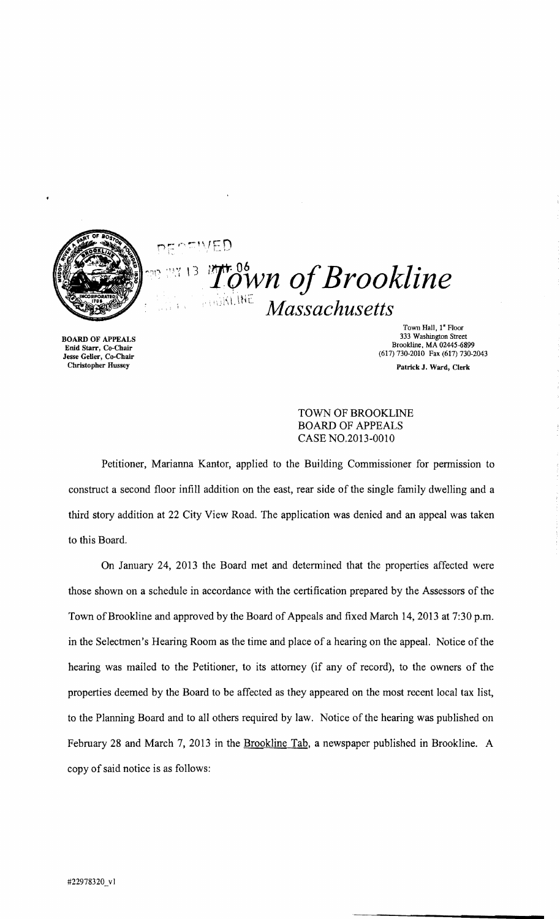# Town of Brookline

## Massachusetts

BOARD OF APPEALS
Enid Starr, Co-Chair
Jesse Geller, Co-Chair
Christopher Hussey

Town Hall, 1st Floor
333 Washington Street
Brookline, MA 02445-6899
(617) 730-2010 Fax (617) 730-2043

Patrick J. Ward, Clerk

TOWN OF BROOKLINE
BOARD OF APPEALS
CASE NO.2013-0010

Petitioner, Marianna Kantor, applied to the Building Commissioner for permission to construct a second floor infill addition on the east, rear side of the single family dwelling and a third story addition at 22 City View Road. The application was denied and an appeal was taken to this Board.

On January 24, 2013 the Board met and determined that the properties affected were those shown on a schedule in accordance with the certification prepared by the Assessors of the Town of Brookline and approved by the Board of Appeals and fixed March 14, 2013 at 7:30 p.m. in the Selectmen's Hearing Room as the time and place of a hearing on the appeal. Notice of the hearing was mailed to the Petitioner, to its attorney (if any of record), to the owners of the properties deemed by the Board to be affected as they appeared on the most recent local tax list, to the Planning Board and to all others required by law. Notice of the hearing was published on February 28 and March 7, 2013 in the Brookline Tab, a newspaper published in Brookline. A copy of said notice is as follows:

#22978320_v1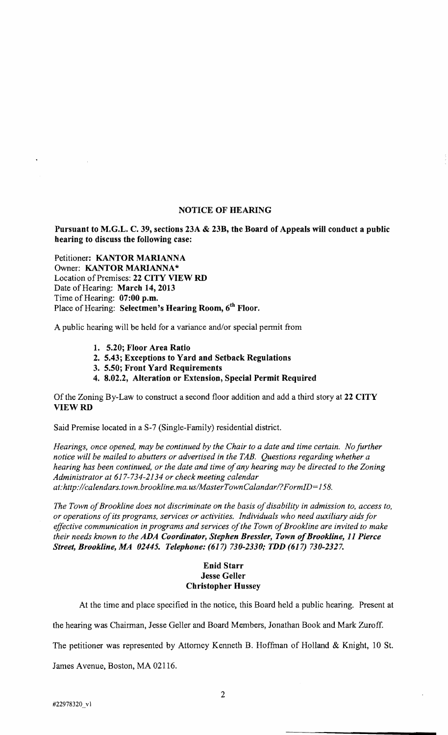## NOTICE OF HEARING

**Pursuant to M.G.L. C. 39, sections 23A & 23B, the Board of Appeals will conduct a public hearing to discuss the following case:**

Petitioner: **KANTOR MARIANNA**
Owner: **KANTOR MARIANNA***
Location of Premises: **22 CITY VIEW RD**
Date of Hearing: **March 14, 2013**
Time of Hearing: **07:00 p.m.**
Place of Hearing: **Selectmen's Hearing Room, 6th Floor.**

A public hearing will be held for a variance and/or special permit from

1. **5.20; Floor Area Ratio**
2. **5.43; Exceptions to Yard and Setback Regulations**
3. **5.50; Front Yard Requirements**
4. **8.02.2, Alteration or Extension, Special Permit Required**

Of the Zoning By-Law to construct a second floor addition and add a third story at **22 CITY VIEW RD**

Said Premise located in a S-7 (Single-Family) residential district.

*Hearings, once opened, may be continued by the Chair to a date and time certain. No further notice will be mailed to abutters or advertised in the TAB. Questions regarding whether a hearing has been continued, or the date and time of any hearing may be directed to the Zoning Administrator at 617-734-2134 or check meeting calendar at:http://calendars.town.brookline.ma.us/MasterTownCalandar/?FormID=158.*

*The Town of Brookline does not discriminate on the basis of disability in admission to, access to, or operations of its programs, services or activities. Individuals who need auxiliary aids for effective communication in programs and services of the Town of Brookline are invited to make their needs known to the* ***ADA Coordinator, Stephen Bressler, Town of Brookline, 11 Pierce Street, Brookline, MA 02445. Telephone: (617) 730-2330; TDD (617) 730-2327.***

**Enid Starr**
**Jesse Geller**
**Christopher Hussey**

At the time and place specified in the notice, this Board held a public hearing. Present at the hearing was Chairman, Jesse Geller and Board Members, Jonathan Book and Mark Zuroff. The petitioner was represented by Attorney Kenneth B. Hoffman of Holland & Knight, 10 St. James Avenue, Boston, MA 02116.

#22978320_v1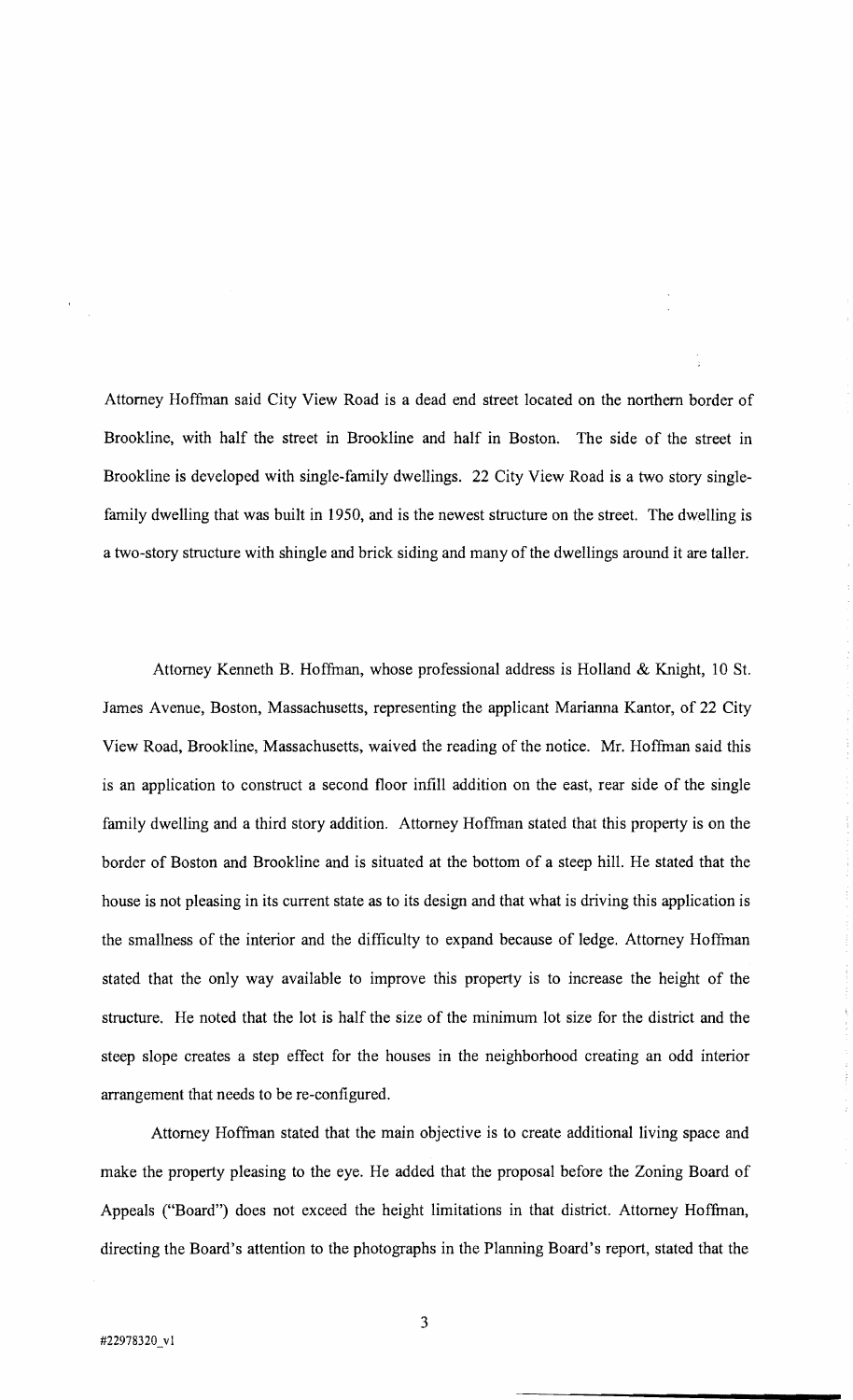Attorney Hoffman said City View Road is a dead end street located on the northern border of Brookline, with half the street in Brookline and half in Boston. The side of the street in Brookline is developed with single-family dwellings. 22 City View Road is a two story single-family dwelling that was built in 1950, and is the newest structure on the street. The dwelling is a two-story structure with shingle and brick siding and many of the dwellings around it are taller.

Attorney Kenneth B. Hoffman, whose professional address is Holland & Knight, 10 St. James Avenue, Boston, Massachusetts, representing the applicant Marianna Kantor, of 22 City View Road, Brookline, Massachusetts, waived the reading of the notice. Mr. Hoffman said this is an application to construct a second floor infill addition on the east, rear side of the single family dwelling and a third story addition. Attorney Hoffman stated that this property is on the border of Boston and Brookline and is situated at the bottom of a steep hill. He stated that the house is not pleasing in its current state as to its design and that what is driving this application is the smallness of the interior and the difficulty to expand because of ledge. Attorney Hoffman stated that the only way available to improve this property is to increase the height of the structure. He noted that the lot is half the size of the minimum lot size for the district and the steep slope creates a step effect for the houses in the neighborhood creating an odd interior arrangement that needs to be re-configured.

Attorney Hoffman stated that the main objective is to create additional living space and make the property pleasing to the eye. He added that the proposal before the Zoning Board of Appeals ("Board") does not exceed the height limitations in that district. Attorney Hoffman, directing the Board's attention to the photographs in the Planning Board's report, stated that the

#22978320_v1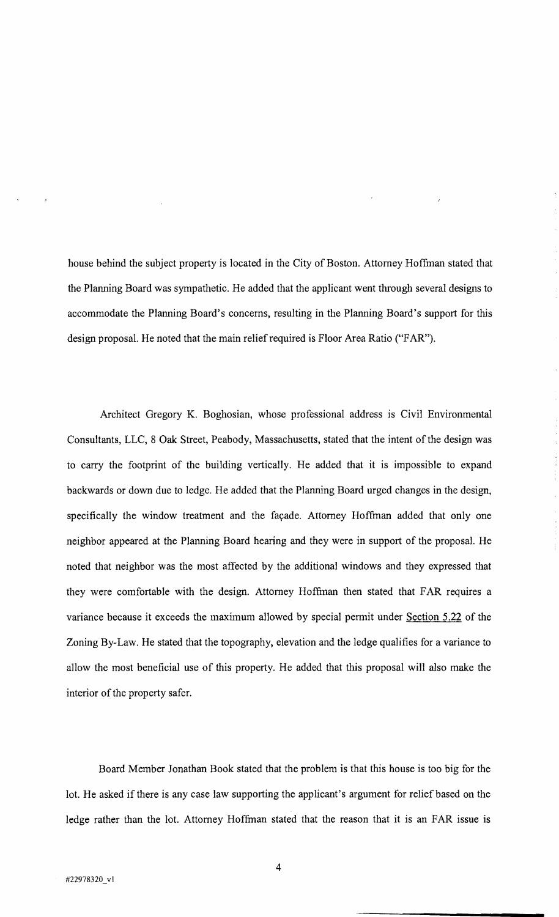house behind the subject property is located in the City of Boston. Attorney Hoffman stated that the Planning Board was sympathetic. He added that the applicant went through several designs to accommodate the Planning Board's concerns, resulting in the Planning Board's support for this design proposal. He noted that the main relief required is Floor Area Ratio ("FAR").

Architect Gregory K. Boghosian, whose professional address is Civil Environmental Consultants, LLC, 8 Oak Street, Peabody, Massachusetts, stated that the intent of the design was to carry the footprint of the building vertically. He added that it is impossible to expand backwards or down due to ledge. He added that the Planning Board urged changes in the design, specifically the window treatment and the façade. Attorney Hoffman added that only one neighbor appeared at the Planning Board hearing and they were in support of the proposal. He noted that neighbor was the most affected by the additional windows and they expressed that they were comfortable with the design. Attorney Hoffman then stated that FAR requires a variance because it exceeds the maximum allowed by special permit under Section 5.22 of the Zoning By-Law. He stated that the topography, elevation and the ledge qualifies for a variance to allow the most beneficial use of this property. He added that this proposal will also make the interior of the property safer.

Board Member Jonathan Book stated that the problem is that this house is too big for the lot. He asked if there is any case law supporting the applicant's argument for relief based on the ledge rather than the lot. Attorney Hoffman stated that the reason that it is an FAR issue is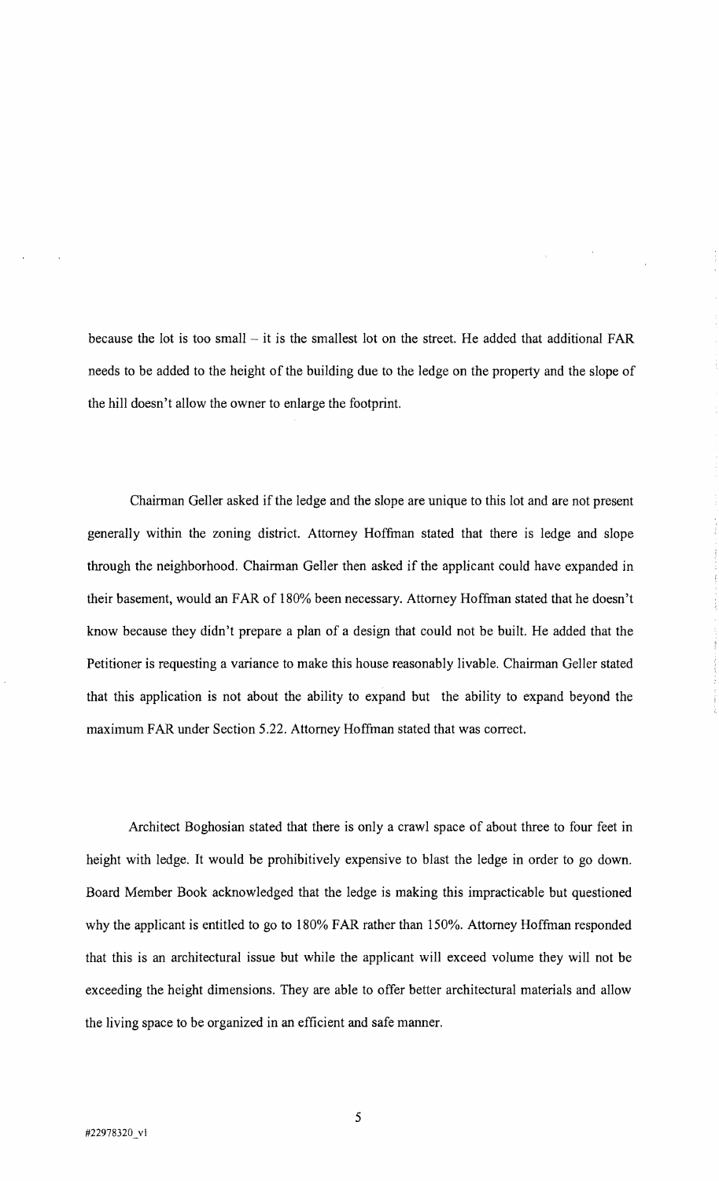because the lot is too small – it is the smallest lot on the street. He added that additional FAR needs to be added to the height of the building due to the ledge on the property and the slope of the hill doesn't allow the owner to enlarge the footprint.

Chairman Geller asked if the ledge and the slope are unique to this lot and are not present generally within the zoning district. Attorney Hoffman stated that there is ledge and slope through the neighborhood. Chairman Geller then asked if the applicant could have expanded in their basement, would an FAR of 180% been necessary. Attorney Hoffman stated that he doesn't know because they didn't prepare a plan of a design that could not be built. He added that the Petitioner is requesting a variance to make this house reasonably livable. Chairman Geller stated that this application is not about the ability to expand but the ability to expand beyond the maximum FAR under Section 5.22. Attorney Hoffman stated that was correct.

Architect Boghosian stated that there is only a crawl space of about three to four feet in height with ledge. It would be prohibitively expensive to blast the ledge in order to go down. Board Member Book acknowledged that the ledge is making this impracticable but questioned why the applicant is entitled to go to 180% FAR rather than 150%. Attorney Hoffman responded that this is an architectural issue but while the applicant will exceed volume they will not be exceeding the height dimensions. They are able to offer better architectural materials and allow the living space to be organized in an efficient and safe manner.

#22978320_v1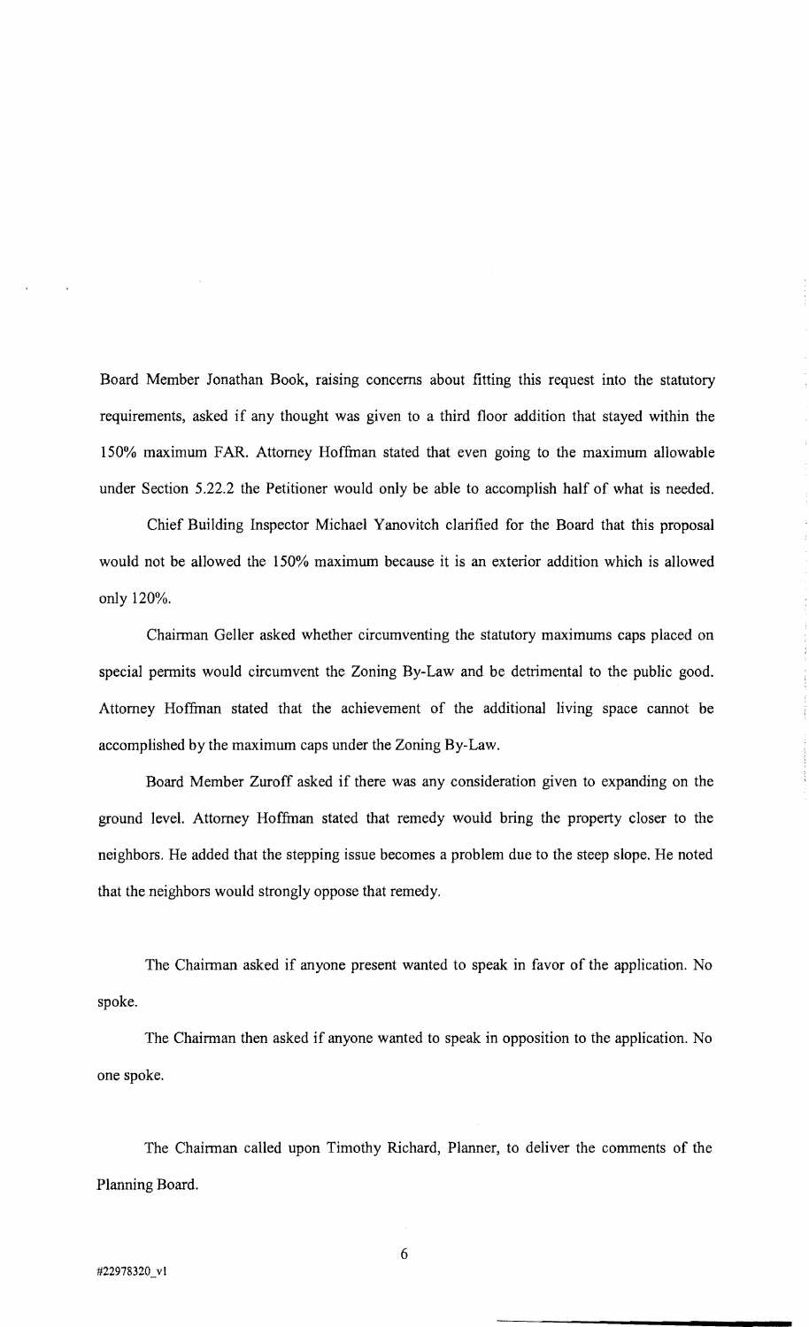Board Member Jonathan Book, raising concerns about fitting this request into the statutory requirements, asked if any thought was given to a third floor addition that stayed within the 150% maximum FAR. Attorney Hoffman stated that even going to the maximum allowable under Section 5.22.2 the Petitioner would only be able to accomplish half of what is needed.

Chief Building Inspector Michael Yanovitch clarified for the Board that this proposal would not be allowed the 150% maximum because it is an exterior addition which is allowed only 120%.

Chairman Geller asked whether circumventing the statutory maximums caps placed on special permits would circumvent the Zoning By-Law and be detrimental to the public good. Attorney Hoffman stated that the achievement of the additional living space cannot be accomplished by the maximum caps under the Zoning By-Law.

Board Member Zuroff asked if there was any consideration given to expanding on the ground level. Attorney Hoffman stated that remedy would bring the property closer to the neighbors. He added that the stepping issue becomes a problem due to the steep slope. He noted that the neighbors would strongly oppose that remedy.

The Chairman asked if anyone present wanted to speak in favor of the application. No spoke.

The Chairman then asked if anyone wanted to speak in opposition to the application. No one spoke.

The Chairman called upon Timothy Richard, Planner, to deliver the comments of the Planning Board.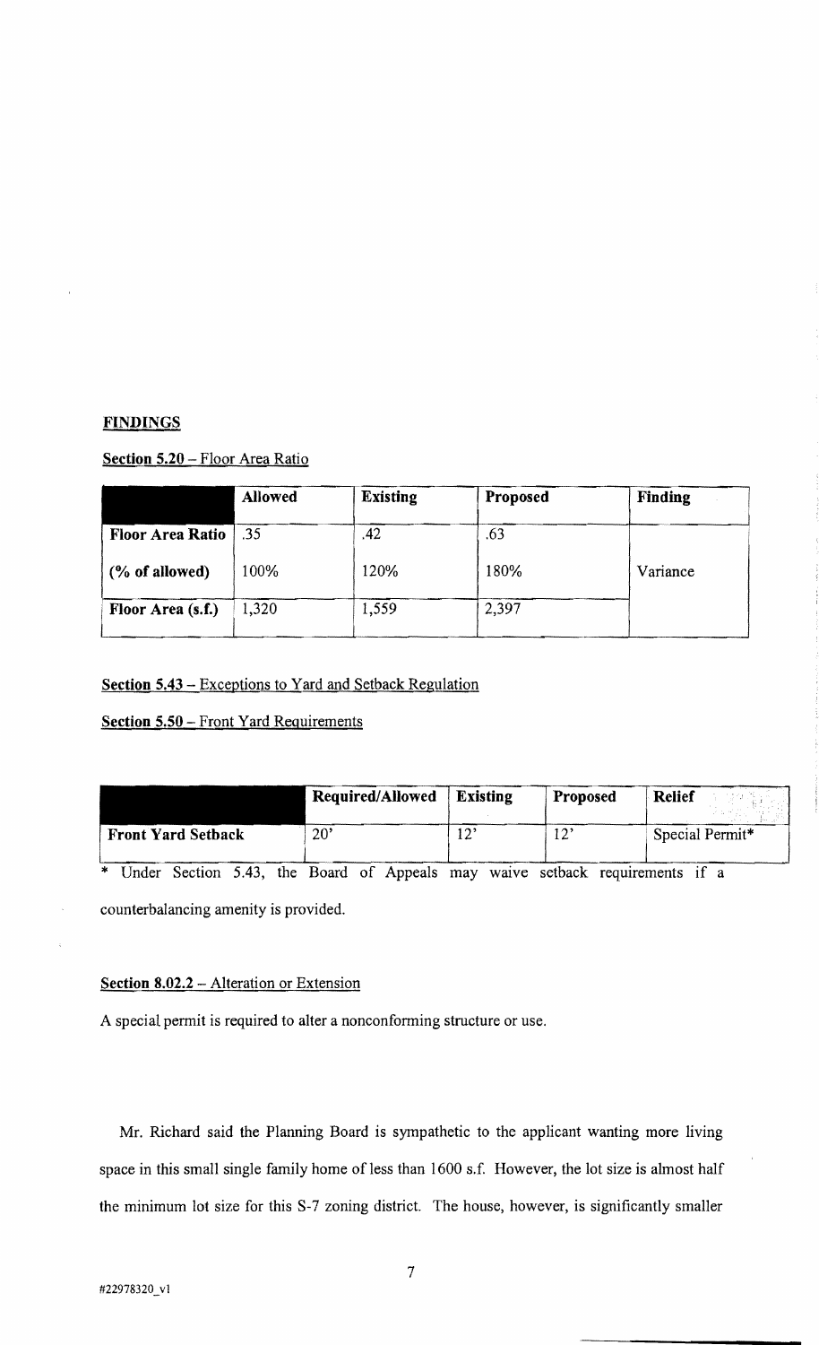**FINDINGS**

**Section 5.20** – Floor Area Ratio

| | **Allowed** | **Existing** | **Proposed** | **Finding** |
|---|---|---|---|---|
| **Floor Area Ratio** | .35 | .42 | .63 | |
| **(% of allowed)** | 100% | 120% | 180% | Variance |
| **Floor Area (s.f.)** | 1,320 | 1,559 | 2,397 | |

**Section 5.43** – Exceptions to Yard and Setback Regulation

**Section 5.50** – Front Yard Requirements

| | **Required/Allowed** | **Existing** | **Proposed** | **Relief** |
|---|---|---|---|---|
| **Front Yard Setback** | 20' | 12' | 12' | Special Permit* |

* Under Section 5.43, the Board of Appeals may waive setback requirements if a counterbalancing amenity is provided.

**Section 8.02.2** – Alteration or Extension

A special permit is required to alter a nonconforming structure or use.

Mr. Richard said the Planning Board is sympathetic to the applicant wanting more living space in this small single family home of less than 1600 s.f. However, the lot size is almost half the minimum lot size for this S-7 zoning district. The house, however, is significantly smaller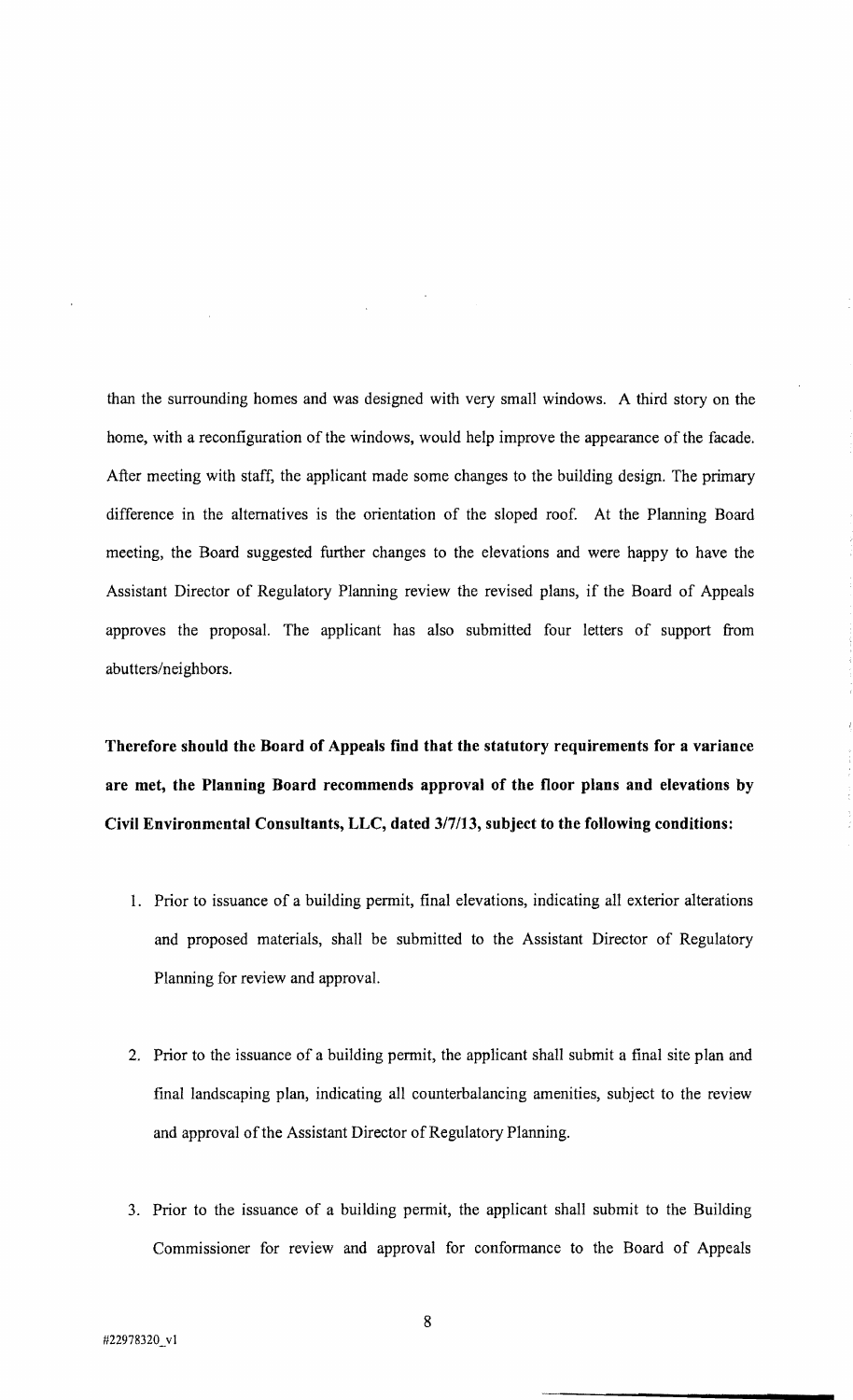than the surrounding homes and was designed with very small windows. A third story on the home, with a reconfiguration of the windows, would help improve the appearance of the facade. After meeting with staff, the applicant made some changes to the building design. The primary difference in the alternatives is the orientation of the sloped roof. At the Planning Board meeting, the Board suggested further changes to the elevations and were happy to have the Assistant Director of Regulatory Planning review the revised plans, if the Board of Appeals approves the proposal. The applicant has also submitted four letters of support from abutters/neighbors.

**Therefore should the Board of Appeals find that the statutory requirements for a variance are met, the Planning Board recommends approval of the floor plans and elevations by Civil Environmental Consultants, LLC, dated 3/7/13, subject to the following conditions:**

1. Prior to issuance of a building permit, final elevations, indicating all exterior alterations and proposed materials, shall be submitted to the Assistant Director of Regulatory Planning for review and approval.

2. Prior to the issuance of a building permit, the applicant shall submit a final site plan and final landscaping plan, indicating all counterbalancing amenities, subject to the review and approval of the Assistant Director of Regulatory Planning.

3. Prior to the issuance of a building permit, the applicant shall submit to the Building Commissioner for review and approval for conformance to the Board of Appeals

#22978320_v1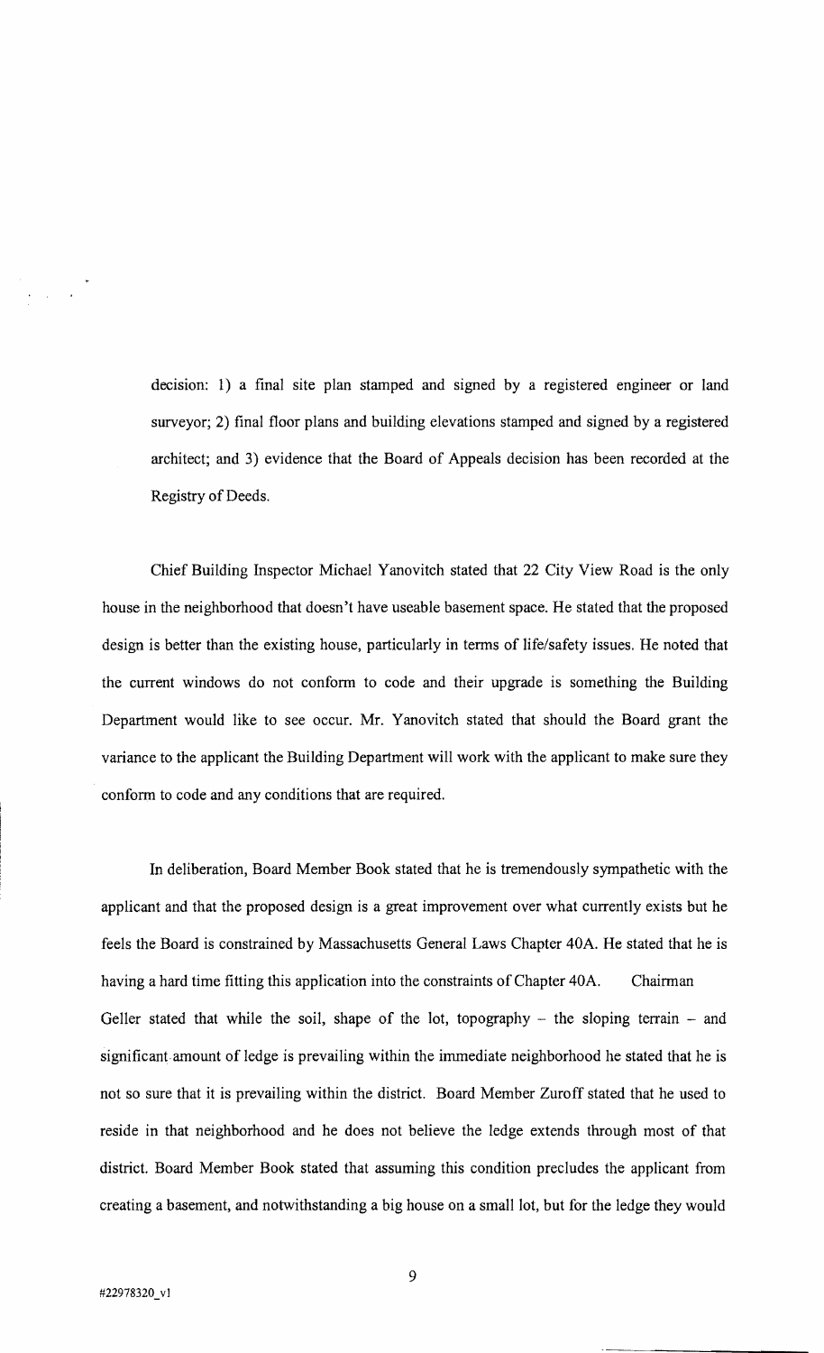decision: 1) a final site plan stamped and signed by a registered engineer or land surveyor; 2) final floor plans and building elevations stamped and signed by a registered architect; and 3) evidence that the Board of Appeals decision has been recorded at the Registry of Deeds.

Chief Building Inspector Michael Yanovitch stated that 22 City View Road is the only house in the neighborhood that doesn't have useable basement space. He stated that the proposed design is better than the existing house, particularly in terms of life/safety issues. He noted that the current windows do not conform to code and their upgrade is something the Building Department would like to see occur. Mr. Yanovitch stated that should the Board grant the variance to the applicant the Building Department will work with the applicant to make sure they conform to code and any conditions that are required.

In deliberation, Board Member Book stated that he is tremendously sympathetic with the applicant and that the proposed design is a great improvement over what currently exists but he feels the Board is constrained by Massachusetts General Laws Chapter 40A. He stated that he is having a hard time fitting this application into the constraints of Chapter 40A. Chairman Geller stated that while the soil, shape of the lot, topography – the sloping terrain – and significant amount of ledge is prevailing within the immediate neighborhood he stated that he is not so sure that it is prevailing within the district. Board Member Zuroff stated that he used to reside in that neighborhood and he does not believe the ledge extends through most of that district. Board Member Book stated that assuming this condition precludes the applicant from creating a basement, and notwithstanding a big house on a small lot, but for the ledge they would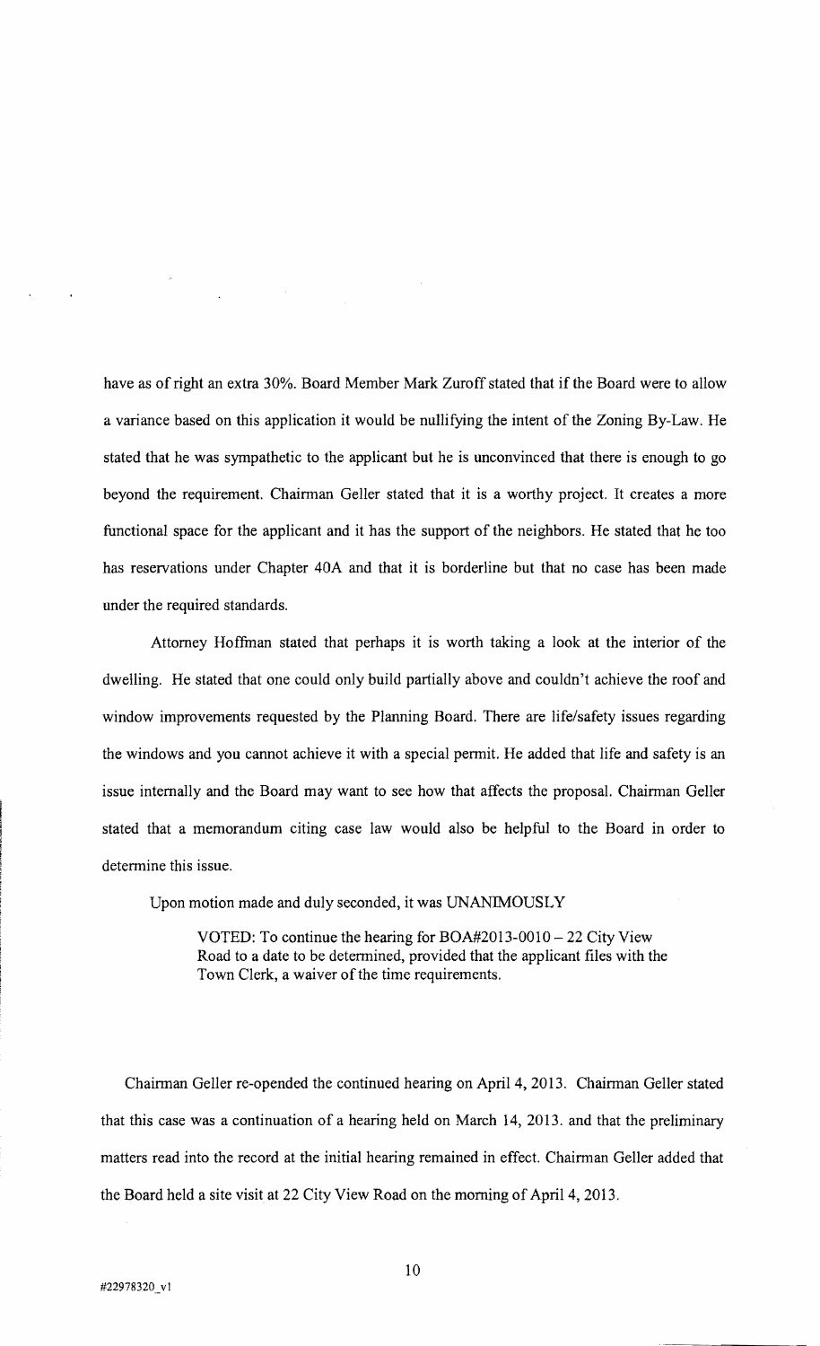have as of right an extra 30%. Board Member Mark Zuroff stated that if the Board were to allow a variance based on this application it would be nullifying the intent of the Zoning By-Law. He stated that he was sympathetic to the applicant but he is unconvinced that there is enough to go beyond the requirement. Chairman Geller stated that it is a worthy project. It creates a more functional space for the applicant and it has the support of the neighbors. He stated that he too has reservations under Chapter 40A and that it is borderline but that no case has been made under the required standards.

Attorney Hoffman stated that perhaps it is worth taking a look at the interior of the dwelling. He stated that one could only build partially above and couldn't achieve the roof and window improvements requested by the Planning Board. There are life/safety issues regarding the windows and you cannot achieve it with a special permit. He added that life and safety is an issue internally and the Board may want to see how that affects the proposal. Chairman Geller stated that a memorandum citing case law would also be helpful to the Board in order to determine this issue.

Upon motion made and duly seconded, it was UNANIMOUSLY

> VOTED: To continue the hearing for BOA#2013-0010 – 22 City View Road to a date to be determined, provided that the applicant files with the Town Clerk, a waiver of the time requirements.

Chairman Geller re-opended the continued hearing on April 4, 2013. Chairman Geller stated that this case was a continuation of a hearing held on March 14, 2013. and that the preliminary matters read into the record at the initial hearing remained in effect. Chairman Geller added that the Board held a site visit at 22 City View Road on the morning of April 4, 2013.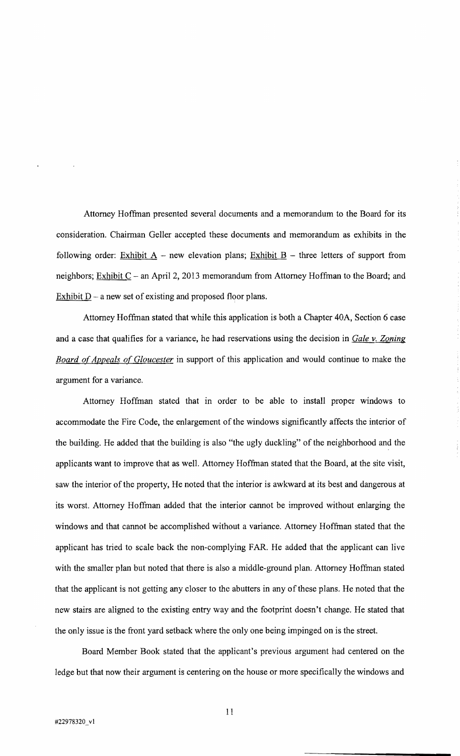Attorney Hoffman presented several documents and a memorandum to the Board for its consideration. Chairman Geller accepted these documents and memorandum as exhibits in the following order: Exhibit A – new elevation plans; Exhibit B – three letters of support from neighbors; Exhibit C – an April 2, 2013 memorandum from Attorney Hoffman to the Board; and Exhibit D – a new set of existing and proposed floor plans.

Attorney Hoffman stated that while this application is both a Chapter 40A, Section 6 case and a case that qualifies for a variance, he had reservations using the decision in *Gale v. Zoning Board of Appeals of Gloucester* in support of this application and would continue to make the argument for a variance.

Attorney Hoffman stated that in order to be able to install proper windows to accommodate the Fire Code, the enlargement of the windows significantly affects the interior of the building. He added that the building is also "the ugly duckling" of the neighborhood and the applicants want to improve that as well. Attorney Hoffman stated that the Board, at the site visit, saw the interior of the property, He noted that the interior is awkward at its best and dangerous at its worst. Attorney Hoffman added that the interior cannot be improved without enlarging the windows and that cannot be accomplished without a variance. Attorney Hoffman stated that the applicant has tried to scale back the non-complying FAR. He added that the applicant can live with the smaller plan but noted that there is also a middle-ground plan. Attorney Hoffman stated that the applicant is not getting any closer to the abutters in any of these plans. He noted that the new stairs are aligned to the existing entry way and the footprint doesn't change. He stated that the only issue is the front yard setback where the only one being impinged on is the street.

Board Member Book stated that the applicant's previous argument had centered on the ledge but that now their argument is centering on the house or more specifically the windows and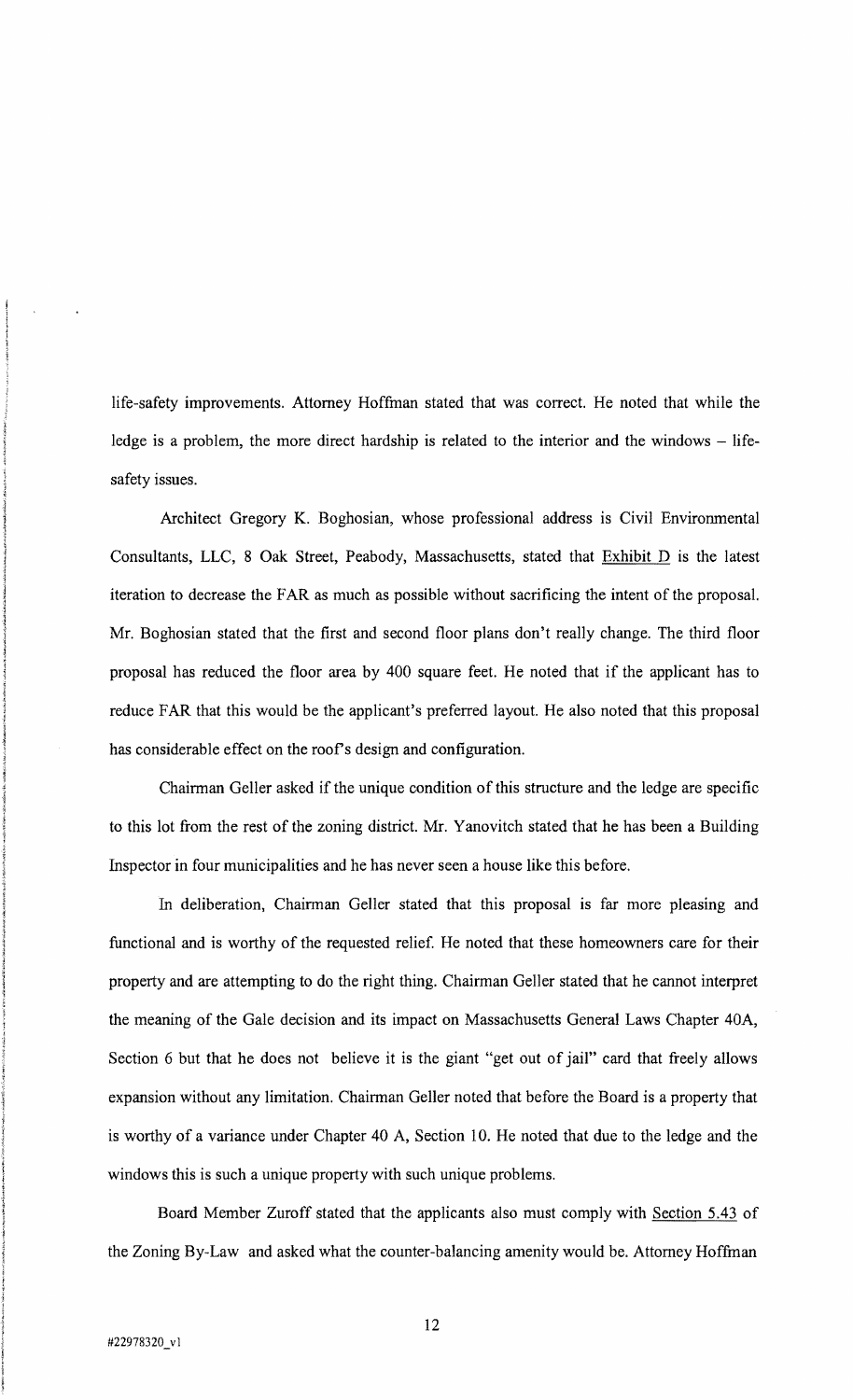life-safety improvements. Attorney Hoffman stated that was correct. He noted that while the ledge is a problem, the more direct hardship is related to the interior and the windows – life-safety issues.

Architect Gregory K. Boghosian, whose professional address is Civil Environmental Consultants, LLC, 8 Oak Street, Peabody, Massachusetts, stated that Exhibit D is the latest iteration to decrease the FAR as much as possible without sacrificing the intent of the proposal. Mr. Boghosian stated that the first and second floor plans don't really change. The third floor proposal has reduced the floor area by 400 square feet. He noted that if the applicant has to reduce FAR that this would be the applicant's preferred layout. He also noted that this proposal has considerable effect on the roof's design and configuration.

Chairman Geller asked if the unique condition of this structure and the ledge are specific to this lot from the rest of the zoning district. Mr. Yanovitch stated that he has been a Building Inspector in four municipalities and he has never seen a house like this before.

In deliberation, Chairman Geller stated that this proposal is far more pleasing and functional and is worthy of the requested relief. He noted that these homeowners care for their property and are attempting to do the right thing. Chairman Geller stated that he cannot interpret the meaning of the Gale decision and its impact on Massachusetts General Laws Chapter 40A, Section 6 but that he does not believe it is the giant "get out of jail" card that freely allows expansion without any limitation. Chairman Geller noted that before the Board is a property that is worthy of a variance under Chapter 40 A, Section 10. He noted that due to the ledge and the windows this is such a unique property with such unique problems.

Board Member Zuroff stated that the applicants also must comply with Section 5.43 of the Zoning By-Law and asked what the counter-balancing amenity would be. Attorney Hoffman

#22978320_v1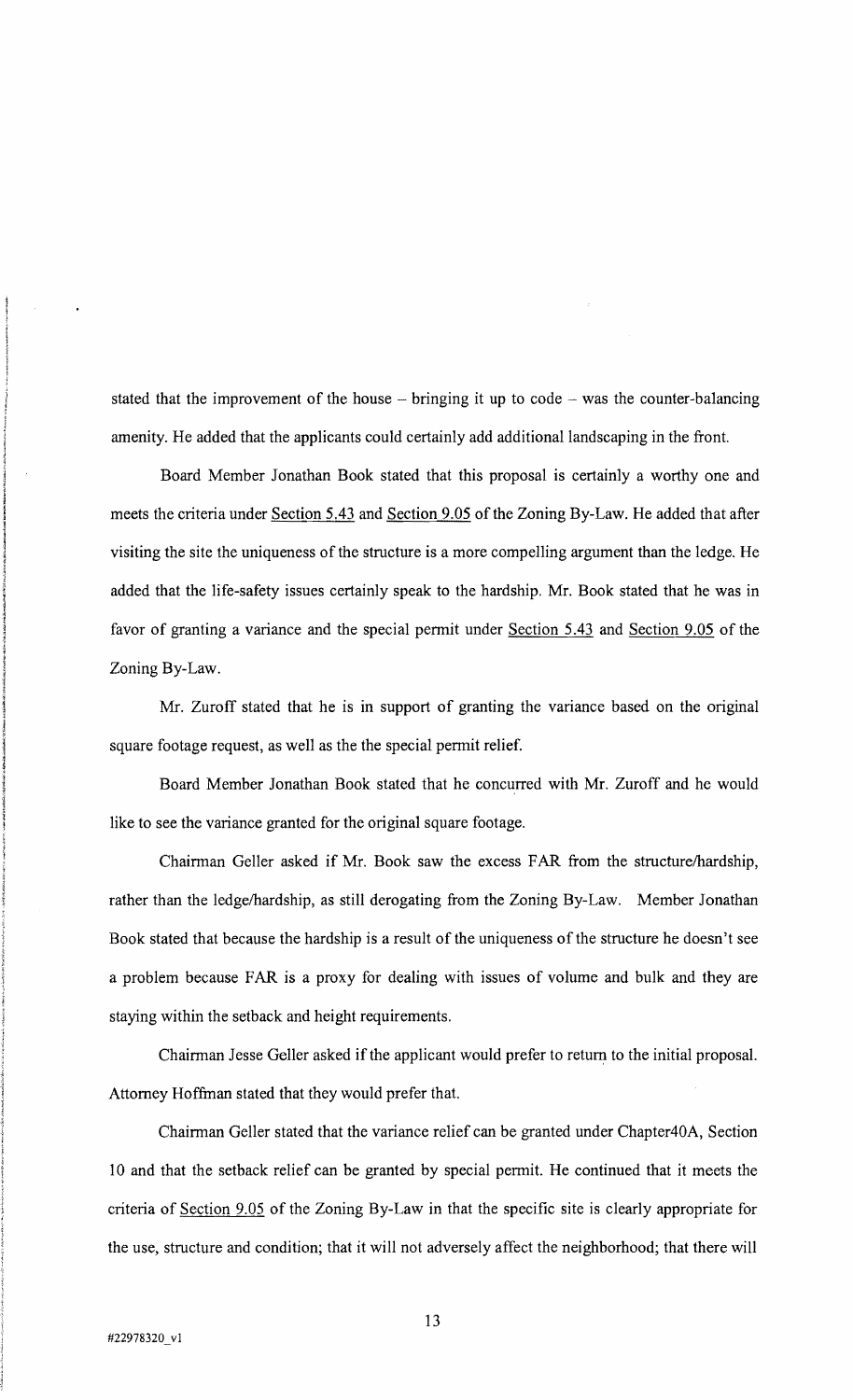stated that the improvement of the house – bringing it up to code – was the counter-balancing amenity. He added that the applicants could certainly add additional landscaping in the front.

Board Member Jonathan Book stated that this proposal is certainly a worthy one and meets the criteria under Section 5.43 and Section 9.05 of the Zoning By-Law. He added that after visiting the site the uniqueness of the structure is a more compelling argument than the ledge. He added that the life-safety issues certainly speak to the hardship. Mr. Book stated that he was in favor of granting a variance and the special permit under Section 5.43 and Section 9.05 of the Zoning By-Law.

Mr. Zuroff stated that he is in support of granting the variance based on the original square footage request, as well as the the special permit relief.

Board Member Jonathan Book stated that he concurred with Mr. Zuroff and he would like to see the variance granted for the original square footage.

Chairman Geller asked if Mr. Book saw the excess FAR from the structure/hardship, rather than the ledge/hardship, as still derogating from the Zoning By-Law. Member Jonathan Book stated that because the hardship is a result of the uniqueness of the structure he doesn't see a problem because FAR is a proxy for dealing with issues of volume and bulk and they are staying within the setback and height requirements.

Chairman Jesse Geller asked if the applicant would prefer to return to the initial proposal. Attorney Hoffman stated that they would prefer that.

Chairman Geller stated that the variance relief can be granted under Chapter40A, Section 10 and that the setback relief can be granted by special permit. He continued that it meets the criteria of Section 9.05 of the Zoning By-Law in that the specific site is clearly appropriate for the use, structure and condition; that it will not adversely affect the neighborhood; that there will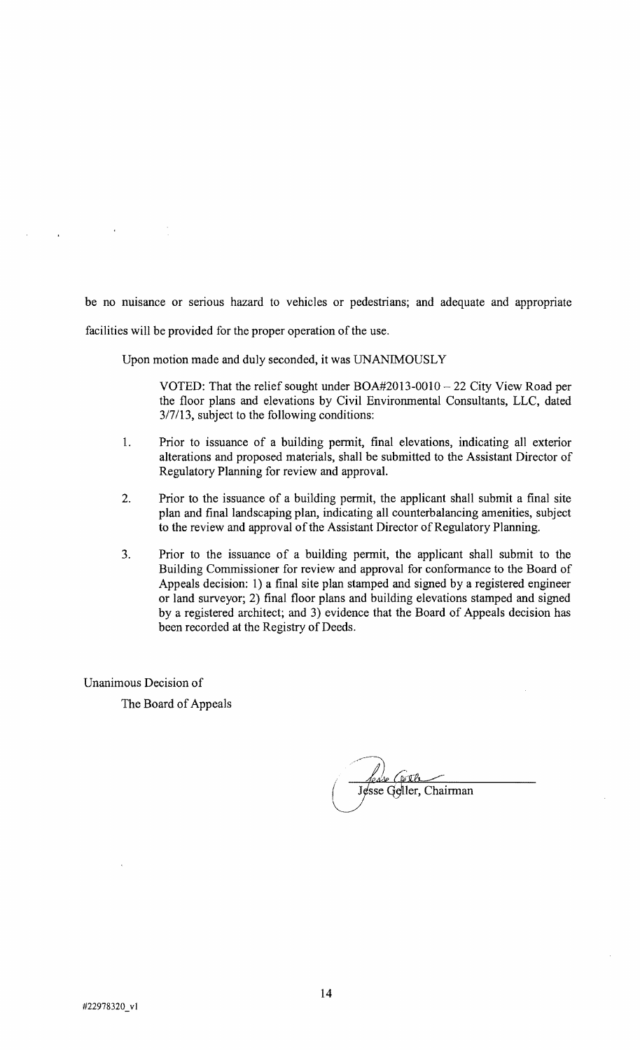be no nuisance or serious hazard to vehicles or pedestrians; and adequate and appropriate facilities will be provided for the proper operation of the use.

Upon motion made and duly seconded, it was UNANIMOUSLY

> VOTED: That the relief sought under BOA#2013-0010 – 22 City View Road per the floor plans and elevations by Civil Environmental Consultants, LLC, dated 3/7/13, subject to the following conditions:

1. Prior to issuance of a building permit, final elevations, indicating all exterior alterations and proposed materials, shall be submitted to the Assistant Director of Regulatory Planning for review and approval.

2. Prior to the issuance of a building permit, the applicant shall submit a final site plan and final landscaping plan, indicating all counterbalancing amenities, subject to the review and approval of the Assistant Director of Regulatory Planning.

3. Prior to the issuance of a building permit, the applicant shall submit to the Building Commissioner for review and approval for conformance to the Board of Appeals decision: 1) a final site plan stamped and signed by a registered engineer or land surveyor; 2) final floor plans and building elevations stamped and signed by a registered architect; and 3) evidence that the Board of Appeals decision has been recorded at the Registry of Deeds.

Unanimous Decision of

The Board of Appeals

Jesse Geller, Chairman

#22978320_v1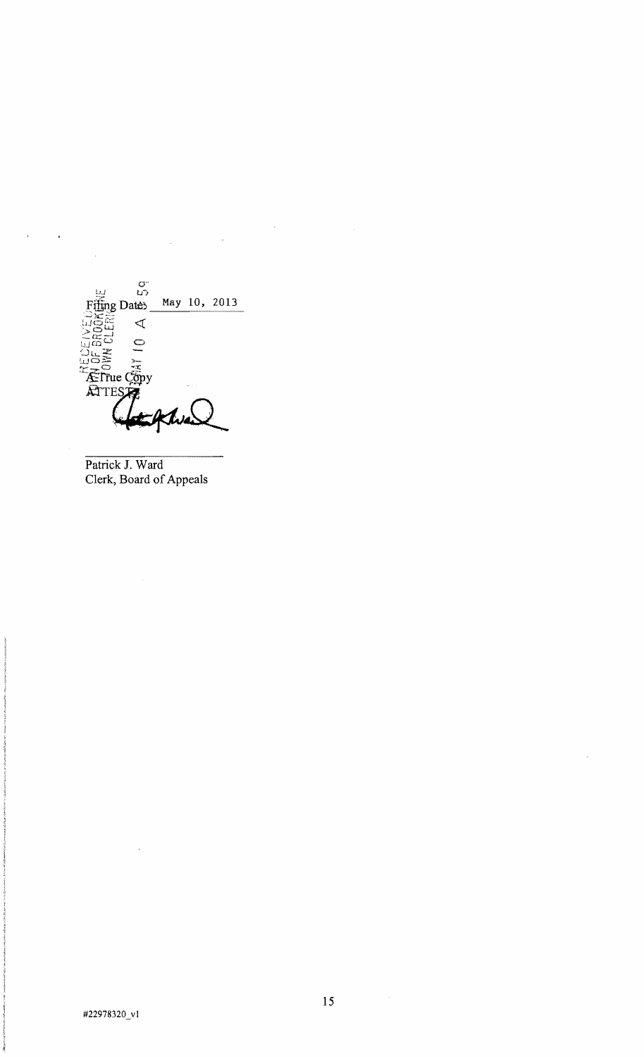Filing Date: May 10, 2013

RECEIVED
TOWN OF BROOKLINE
TOWN CLERK
2013 MAY 10 A 9:59

A True Copy
ATTEST:

Patrick J. Ward
Clerk, Board of Appeals

#22978320_v1